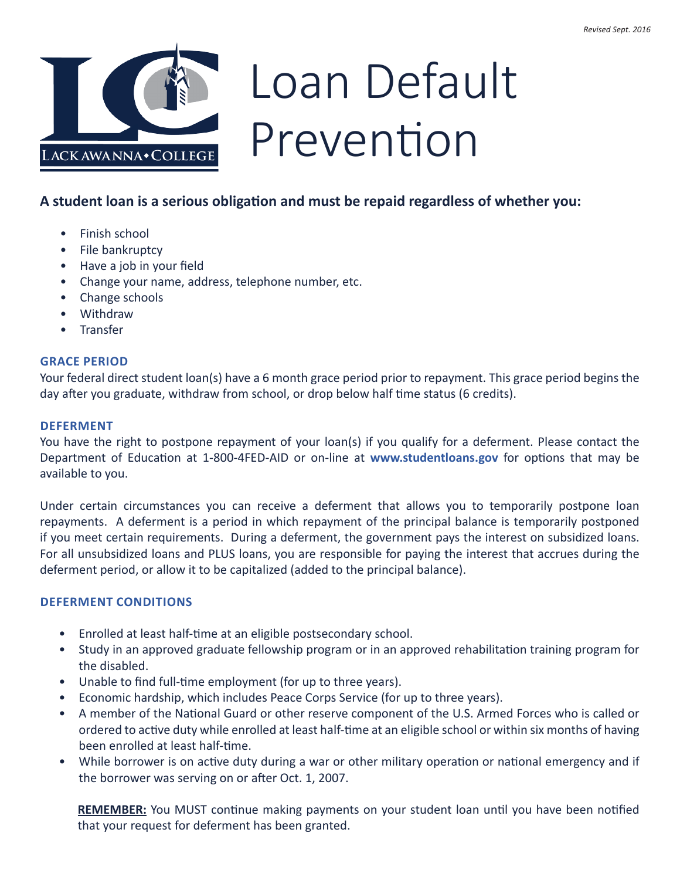Revised Sept. 2016

# Loan Default Prevention

LACKAWANNA • COLLEGE

**A student loan is a serious obligation and must be repaid regardless of whether you:**

- Finish school
- File bankruptcy
- Have a job in your field
- Change your name, address, telephone number, etc.
- Change schools
- Withdraw
- Transfer

### GRACE PERIOD

Your federal direct student loan(s) have a 6 month grace period prior to repayment. This grace period begins the day after you graduate, withdraw from school, or drop below half time status (6 credits).

### DEFERMENT

You have the right to postpone repayment of your loan(s) if you qualify for a deferment. Please contact the Department of Education at 1-800-4FED-AID or on-line at **www.studentloans.gov** for options that may be available to you.

Under certain circumstances you can receive a deferment that allows you to temporarily postpone loan repayments. A deferment is a period in which repayment of the principal balance is temporarily postponed if you meet certain requirements. During a deferment, the government pays the interest on subsidized loans. For all unsubsidized loans and PLUS loans, you are responsible for paying the interest that accrues during the deferment period, or allow it to be capitalized (added to the principal balance).

### DEFERMENT CONDITIONS

- Enrolled at least half-time at an eligible postsecondary school.
- Study in an approved graduate fellowship program or in an approved rehabilitation training program for the disabled.
- Unable to find full-time employment (for up to three years).
- Economic hardship, which includes Peace Corps Service (for up to three years).
- A member of the National Guard or other reserve component of the U.S. Armed Forces who is called or ordered to active duty while enrolled at least half-time at an eligible school or within six months of having been enrolled at least half-time.
- While borrower is on active duty during a war or other military operation or national emergency and if the borrower was serving on or after Oct. 1, 2007.

**REMEMBER:** You MUST continue making payments on your student loan until you have been notified that your request for deferment has been granted.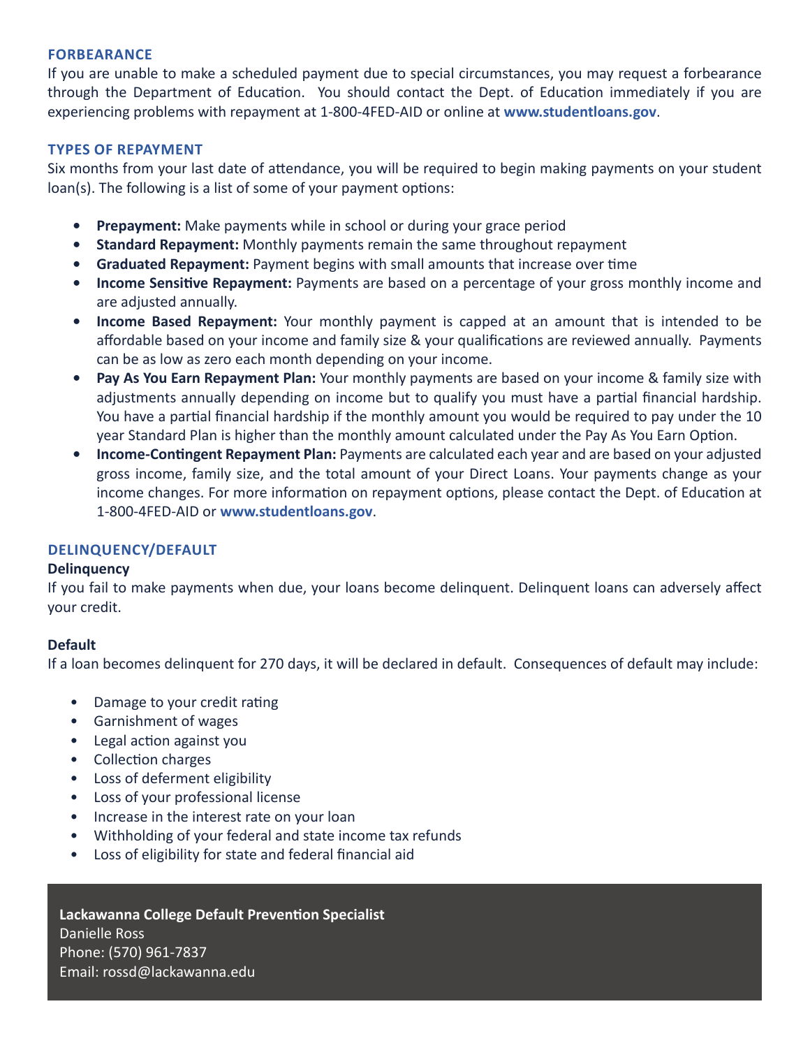## FORBEARANCE

If you are unable to make a scheduled payment due to special circumstances, you may request a forbearance through the Department of Education. You should contact the Dept. of Education immediately if you are experiencing problems with repayment at 1-800-4FED-AID or online at **www.studentloans.gov**.

## TYPES OF REPAYMENT

Six months from your last date of attendance, you will be required to begin making payments on your student loan(s). The following is a list of some of your payment options:

- **Prepayment:** Make payments while in school or during your grace period
- **Standard Repayment:** Monthly payments remain the same throughout repayment
- **Graduated Repayment:** Payment begins with small amounts that increase over time
- **Income Sensitive Repayment:** Payments are based on a percentage of your gross monthly income and are adjusted annually.
- **Income Based Repayment:** Your monthly payment is capped at an amount that is intended to be affordable based on your income and family size & your qualifications are reviewed annually. Payments can be as low as zero each month depending on your income.
- **Pay As You Earn Repayment Plan:** Your monthly payments are based on your income & family size with adjustments annually depending on income but to qualify you must have a partial financial hardship. You have a partial financial hardship if the monthly amount you would be required to pay under the 10 year Standard Plan is higher than the monthly amount calculated under the Pay As You Earn Option.
- **Income-Contingent Repayment Plan:** Payments are calculated each year and are based on your adjusted gross income, family size, and the total amount of your Direct Loans. Your payments change as your income changes. For more information on repayment options, please contact the Dept. of Education at 1-800-4FED-AID or **www.studentloans.gov**.

## DELINQUENCY/DEFAULT

### Delinquency

If you fail to make payments when due, your loans become delinquent. Delinquent loans can adversely affect your credit.

### Default

If a loan becomes delinquent for 270 days, it will be declared in default. Consequences of default may include:

- Damage to your credit rating
- Garnishment of wages
- Legal action against you
- Collection charges
- Loss of deferment eligibility
- Loss of your professional license
- Increase in the interest rate on your loan
- Withholding of your federal and state income tax refunds
- Loss of eligibility for state and federal financial aid

**Lackawanna College Default Prevention Specialist**
Danielle Ross
Phone: (570) 961-7837
Email: rossd@lackawanna.edu